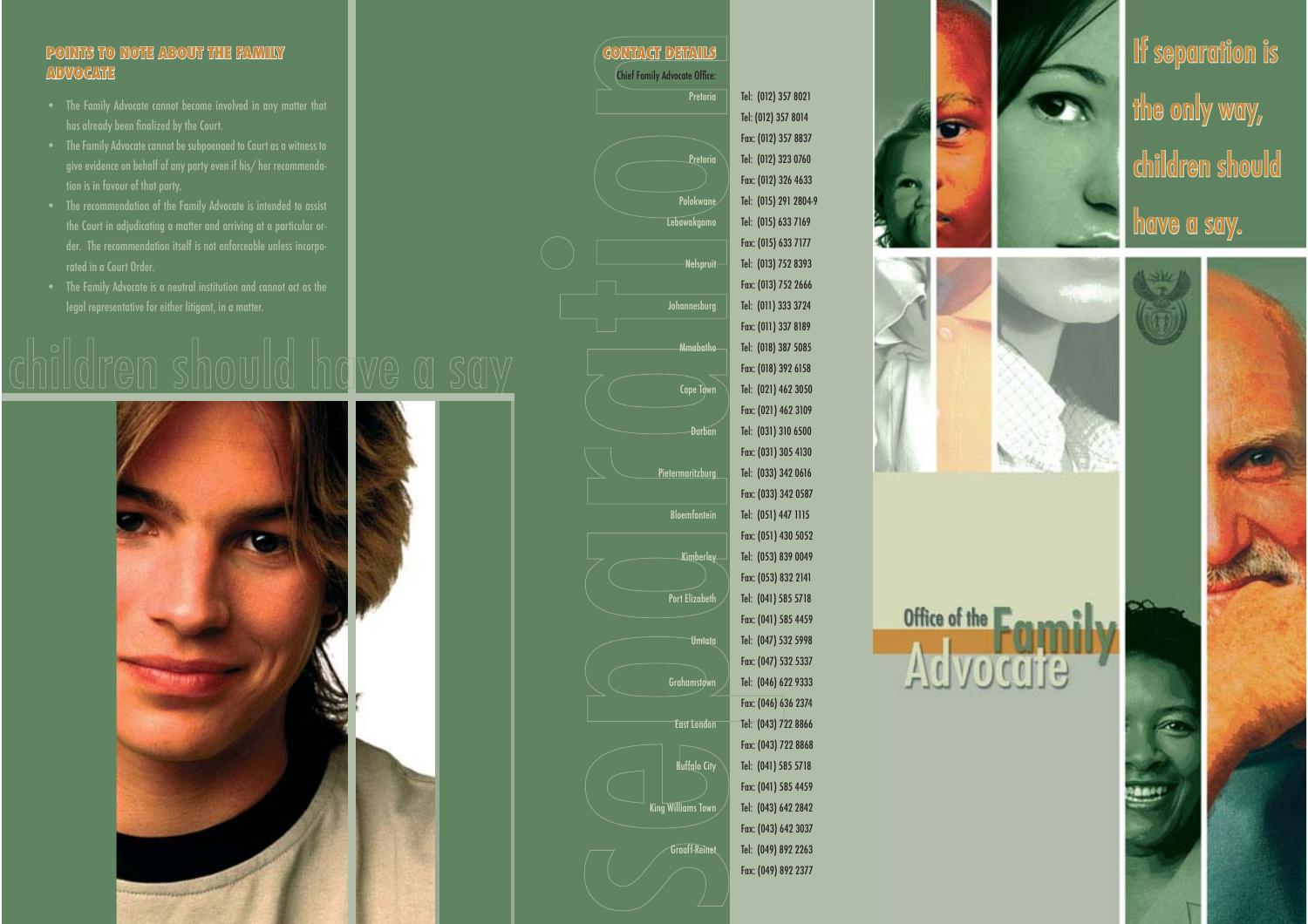## POINTS TO NOTE ABOUT THE FAMILY ADVOCATE

- The Family Advocate cannot become involved in any matter that has already been finalized by the Court.
- The Family Advocate cannot be subpoenaed to Court as a witness to give evidence on behalf of any party even if his/ her recommendation is in favour of that party.
- The recommendation of the Family Advocate is intended to assist the Court in adjudicating a matter and arriving at a particular order. The recommendation itself is not enforceable unless incorporated in a Court Order.
- The Family Advocate is a neutral institution and cannot act as the legal representative for either litigant, in a matter.

children should have a say

## CONTACT DETAILS

Chief Family Advocate Office:

| Office | Contact |
| --- | --- |
| Pretoria | Tel: (012) 357 8021 |
| | Tel: (012) 357 8014 |
| | Fax: (012) 357 8837 |
| Pretoria | Tel: (012) 323 0760 |
| | Fax: (012) 326 4633 |
| Polokwane | Tel: (015) 291 2804-9 |
| Lebowakgomo | Tel: (015) 633 7169 |
| | Fax: (015) 633 7177 |
| Nelspruit | Tel: (013) 752 8393 |
| | Fax: (013) 752 2666 |
| Johannesburg | Tel: (011) 333 3724 |
| | Fax: (011) 337 8189 |
| Mmabatho | Tel: (018) 387 5085 |
| | Fax: (018) 392 6158 |
| Cape Town | Tel: (021) 462 3050 |
| | Fax: (021) 462 3109 |
| Durban | Tel: (031) 310 6500 |
| | Fax: (031) 305 4130 |
| Pietermaritzburg | Tel: (033) 342 0616 |
| | Fax: (033) 342 0587 |
| Bloemfontein | Tel: (051) 447 1115 |
| | Fax: (051) 430 5052 |
| Kimberley | Tel: (053) 839 0049 |
| | Fax: (053) 832 2141 |
| Port Elizabeth | Tel: (041) 585 5718 |
| | Fax: (041) 585 4459 |
| Umtata | Tel: (047) 532 5998 |
| | Fax: (047) 532 5337 |
| Grahamstown | Tel: (046) 622 9333 |
| | Fax: (046) 636 2374 |
| East London | Tel: (043) 722 8866 |
| | Fax: (043) 722 8868 |
| Buffalo City | Tel: (041) 585 5718 |
| | Fax: (041) 585 4459 |
| King Williams Town | Tel: (043) 642 2842 |
| | Fax: (043) 642 3037 |
| Graaff-Reinet | Tel: (049) 892 2263 |
| | Fax: (049) 892 2377 |

separation

# If separation is the only way, children should have a say.

# Office of the Family Advocate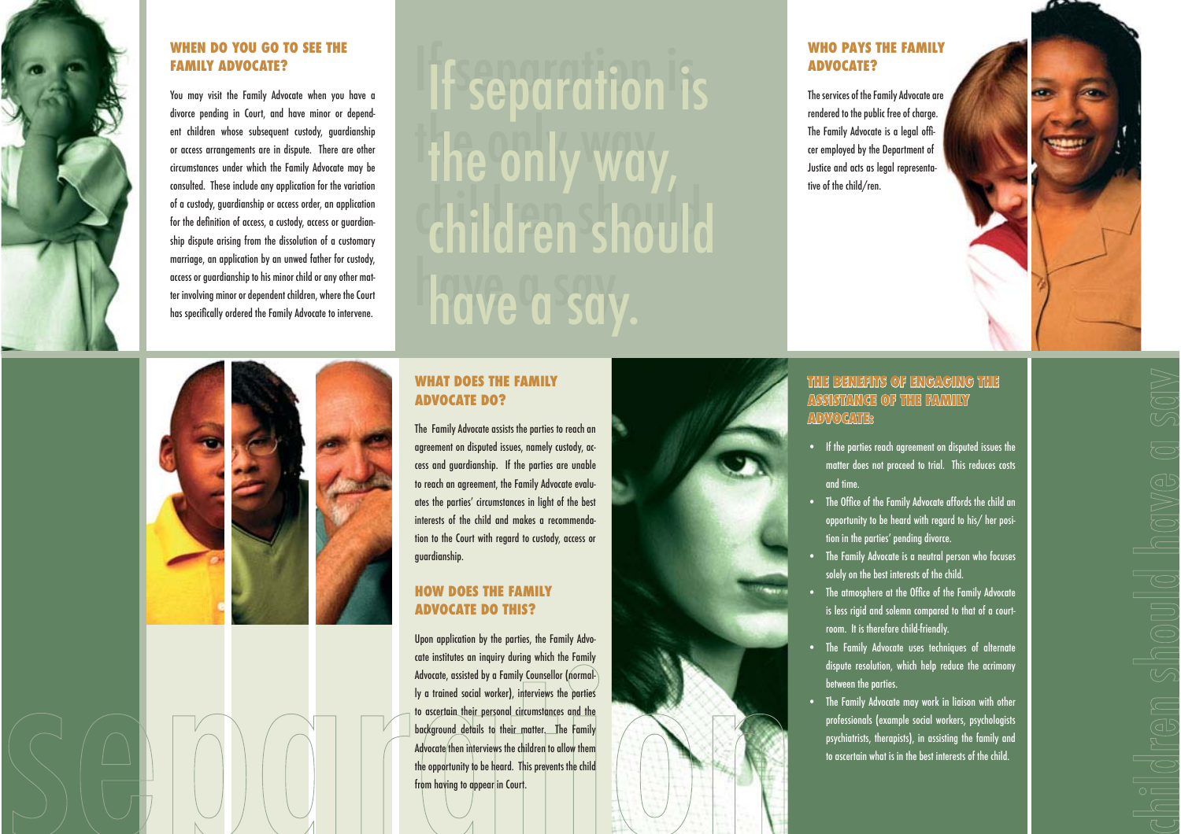## WHEN DO YOU GO TO SEE THE FAMILY ADVOCATE?

You may visit the Family Advocate when you have a divorce pending in Court, and have minor or dependent children whose subsequent custody, guardianship or access arrangements are in dispute. There are other circumstances under which the Family Advocate may be consulted. These include any application for the variation of a custody, guardianship or access order, an application for the definition of access, a custody, access or guardianship dispute arising from the dissolution of a customary marriage, an application by an unwed father for custody, access or guardianship to his minor child or any other matter involving minor or dependent children, where the Court has specifically ordered the Family Advocate to intervene.

# If separation is the only way, children should have a say.

## WHO PAYS THE FAMILY ADVOCATE?

The services of the Family Advocate are rendered to the public free of charge. The Family Advocate is a legal officer employed by the Department of Justice and acts as legal representative of the child/ren.

## WHAT DOES THE FAMILY ADVOCATE DO?

The Family Advocate assists the parties to reach an agreement on disputed issues, namely custody, access and guardianship. If the parties are unable to reach an agreement, the Family Advocate evaluates the parties' circumstances in light of the best interests of the child and makes a recommendation to the Court with regard to custody, access or guardianship.

## HOW DOES THE FAMILY ADVOCATE DO THIS?

Upon application by the parties, the Family Advocate institutes an inquiry during which the Family Advocate, assisted by a Family Counsellor (normally a trained social worker), interviews the parties to ascertain their personal circumstances and the background details to their matter. The Family Advocate then interviews the children to allow them the opportunity to be heard. This prevents the child from having to appear in Court.

separation

## THE BENEFITS OF ENGAGING THE ASSISTANCE OF THE FAMILY ADVOCATE:

- If the parties reach agreement on disputed issues the matter does not proceed to trial. This reduces costs and time.
- The Office of the Family Advocate affords the child an opportunity to be heard with regard to his/ her position in the parties' pending divorce.
- The Family Advocate is a neutral person who focuses solely on the best interests of the child.
- The atmosphere at the Office of the Family Advocate is less rigid and solemn compared to that of a courtroom. It is therefore child-friendly.
- The Family Advocate uses techniques of alternate dispute resolution, which help reduce the acrimony between the parties.
- The Family Advocate may work in liaison with other professionals (example social workers, psychologists psychiatrists, therapists), in assisting the family and to ascertain what is in the best interests of the child.

children should have a say